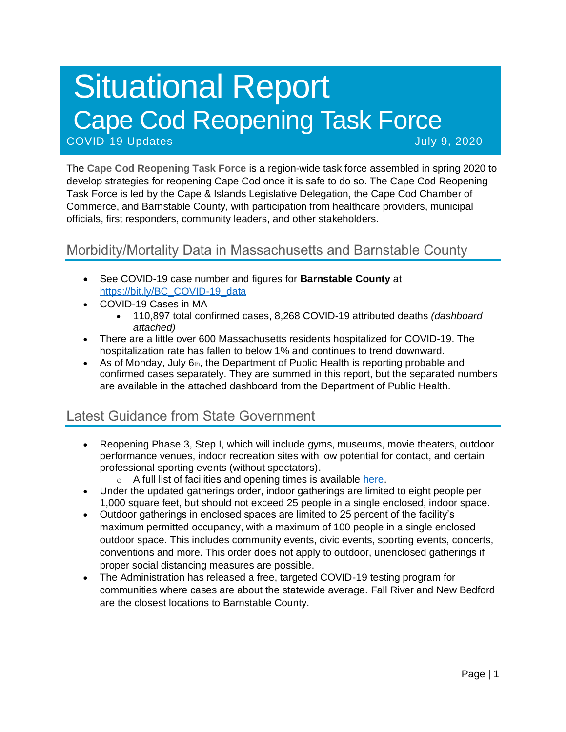# Situational Report
# Cape Cod Reopening Task Force

COVID-19 Updates July 9, 2020

The **Cape Cod Reopening Task Force** is a region-wide task force assembled in spring 2020 to develop strategies for reopening Cape Cod once it is safe to do so. The Cape Cod Reopening Task Force is led by the Cape & Islands Legislative Delegation, the Cape Cod Chamber of Commerce, and Barnstable County, with participation from healthcare providers, municipal officials, first responders, community leaders, and other stakeholders.

## Morbidity/Mortality Data in Massachusetts and Barnstable County

- See COVID-19 case number and figures for **Barnstable County** at [https://bit.ly/BC_COVID-19_data](https://bit.ly/BC_COVID-19_data)
- COVID-19 Cases in MA
  - 110,897 total confirmed cases, 8,268 COVID-19 attributed deaths *(dashboard attached)*
- There are a little over 600 Massachusetts residents hospitalized for COVID-19. The hospitalization rate has fallen to below 1% and continues to trend downward.
- As of Monday, July 6th, the Department of Public Health is reporting probable and confirmed cases separately. They are summed in this report, but the separated numbers are available in the attached dashboard from the Department of Public Health.

## Latest Guidance from State Government

- Reopening Phase 3, Step I, which will include gyms, museums, movie theaters, outdoor performance venues, indoor recreation sites with low potential for contact, and certain professional sporting events (without spectators).
  - A full list of facilities and opening times is available [here](here).
- Under the updated gatherings order, indoor gatherings are limited to eight people per 1,000 square feet, but should not exceed 25 people in a single enclosed, indoor space.
- Outdoor gatherings in enclosed spaces are limited to 25 percent of the facility's maximum permitted occupancy, with a maximum of 100 people in a single enclosed outdoor space. This includes community events, civic events, sporting events, concerts, conventions and more. This order does not apply to outdoor, unenclosed gatherings if proper social distancing measures are possible.
- The Administration has released a free, targeted COVID-19 testing program for communities where cases are about the statewide average. Fall River and New Bedford are the closest locations to Barnstable County.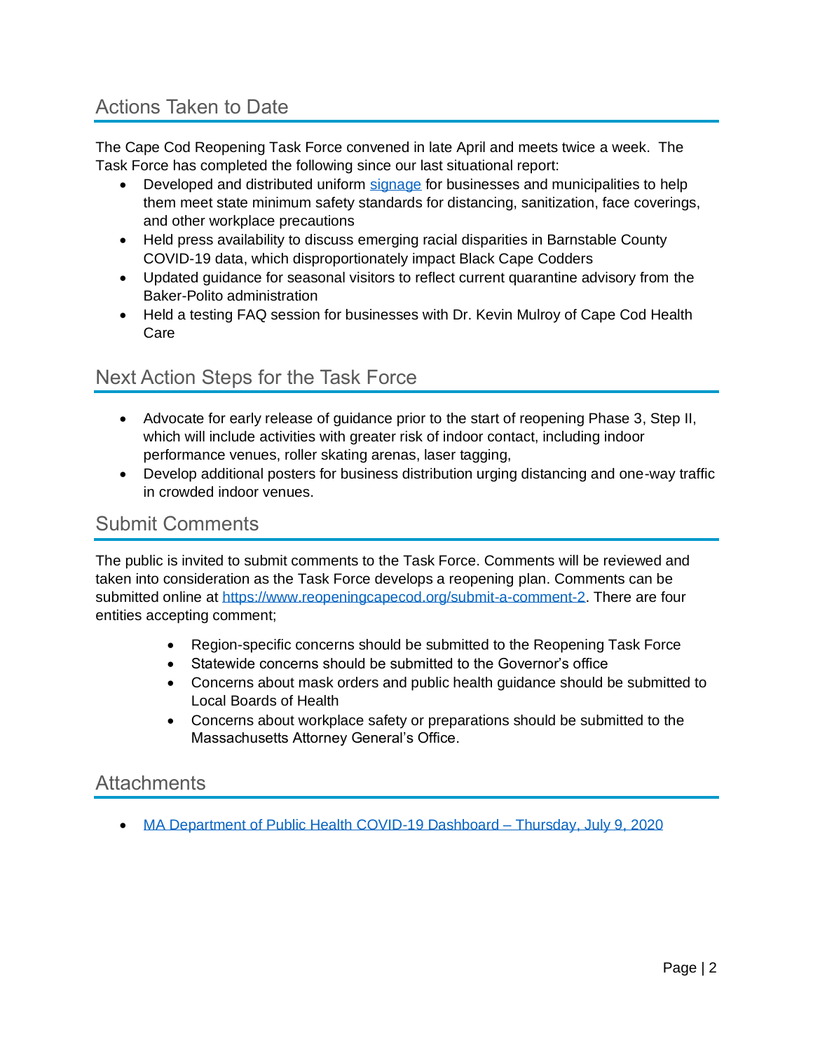## Actions Taken to Date

The Cape Cod Reopening Task Force convened in late April and meets twice a week. The Task Force has completed the following since our last situational report:

- Developed and distributed uniform signage for businesses and municipalities to help them meet state minimum safety standards for distancing, sanitization, face coverings, and other workplace precautions
- Held press availability to discuss emerging racial disparities in Barnstable County COVID-19 data, which disproportionately impact Black Cape Codders
- Updated guidance for seasonal visitors to reflect current quarantine advisory from the Baker-Polito administration
- Held a testing FAQ session for businesses with Dr. Kevin Mulroy of Cape Cod Health Care

## Next Action Steps for the Task Force

- Advocate for early release of guidance prior to the start of reopening Phase 3, Step II, which will include activities with greater risk of indoor contact, including indoor performance venues, roller skating arenas, laser tagging,
- Develop additional posters for business distribution urging distancing and one-way traffic in crowded indoor venues.

## Submit Comments

The public is invited to submit comments to the Task Force. Comments will be reviewed and taken into consideration as the Task Force develops a reopening plan. Comments can be submitted online at https://www.reopeningcapecod.org/submit-a-comment-2. There are four entities accepting comment;

- Region-specific concerns should be submitted to the Reopening Task Force
- Statewide concerns should be submitted to the Governor's office
- Concerns about mask orders and public health guidance should be submitted to Local Boards of Health
- Concerns about workplace safety or preparations should be submitted to the Massachusetts Attorney General's Office.

## Attachments

- MA Department of Public Health COVID-19 Dashboard – Thursday, July 9, 2020